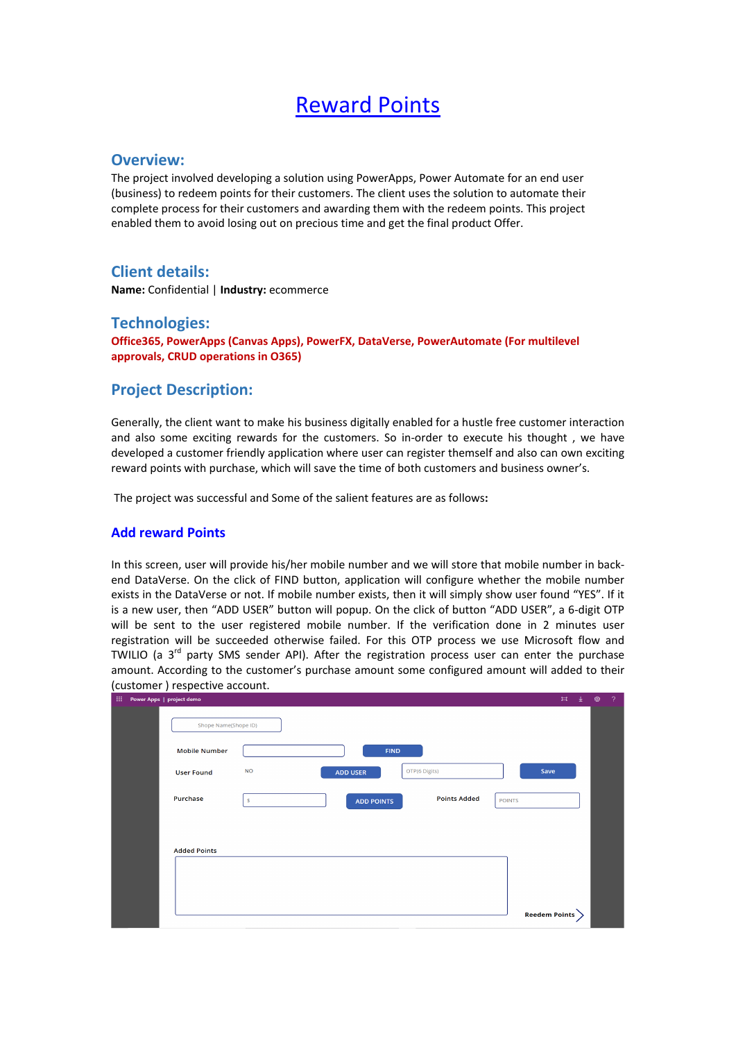# Reward Points

## Overview:

The project involved developing a solution using PowerApps, Power Automate for an end user (business) to redeem points for their customers. The client uses the solution to automate their complete process for their customers and awarding them with the redeem points. This project enabled them to avoid losing out on precious time and get the final product Offer.

## Client details:

**Name:** Confidential | **Industry:** ecommerce

## Technologies:

**Office365, PowerApps (Canvas Apps), PowerFX, DataVerse, PowerAutomate (For multilevel approvals, CRUD operations in O365)**

## Project Description:

Generally, the client want to make his business digitally enabled for a hustle free customer interaction and also some exciting rewards for the customers. So in-order to execute his thought , we have developed a customer friendly application where user can register themself and also can own exciting reward points with purchase, which will save the time of both customers and business owner's.

The project was successful and Some of the salient features are as follows**:**

### Add reward Points

In this screen, user will provide his/her mobile number and we will store that mobile number in back-end DataVerse. On the click of FIND button, application will configure whether the mobile number exists in the DataVerse or not. If mobile number exists, then it will simply show user found "YES". If it is a new user, then "ADD USER" button will popup. On the click of button "ADD USER", a 6-digit OTP will be sent to the user registered mobile number. If the verification done in 2 minutes user registration will be succeeded otherwise failed. For this OTP process we use Microsoft flow and TWILIO (a 3rd party SMS sender API). After the registration process user can enter the purchase amount. According to the customer's purchase amount some configured amount will added to their (customer ) respective account.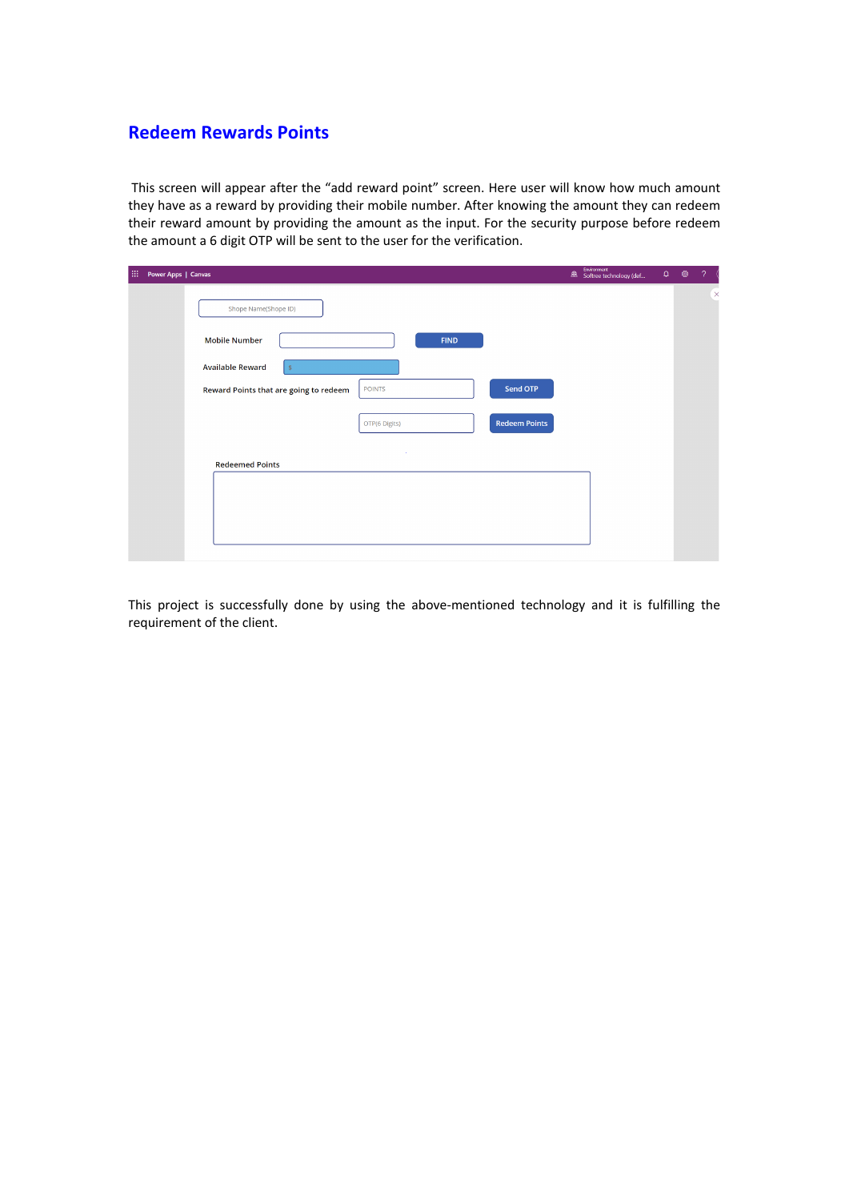## Redeem Rewards Points

This screen will appear after the "add reward point" screen. Here user will know how much amount they have as a reward by providing their mobile number. After knowing the amount they can redeem their reward amount by providing the amount as the input. For the security purpose before redeem the amount a 6 digit OTP will be sent to the user for the verification.

This project is successfully done by using the above-mentioned technology and it is fulfilling the requirement of the client.